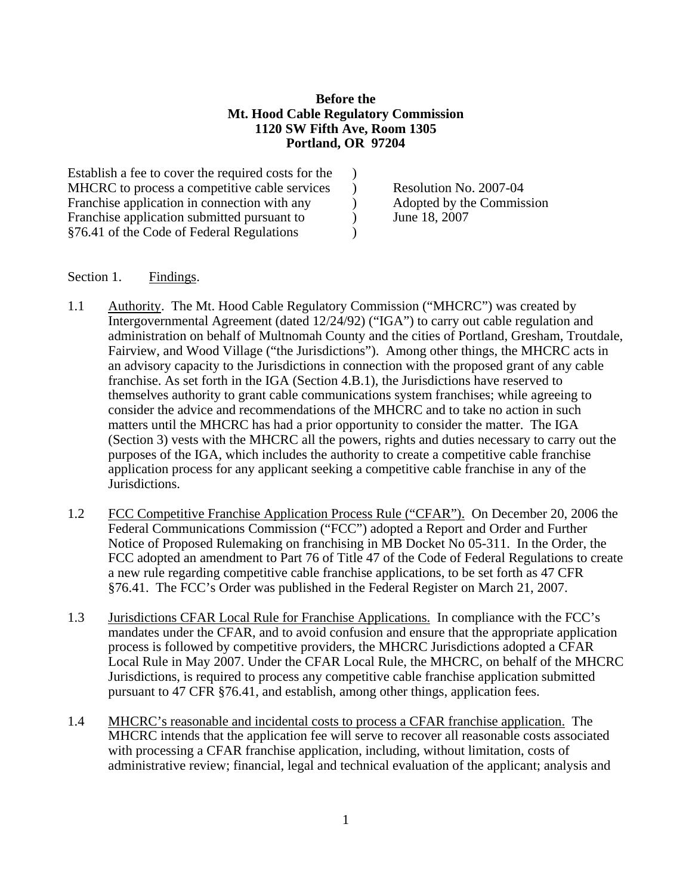**Before the**
**Mt. Hood Cable Regulatory Commission**
**1120 SW Fifth Ave, Room 1305**
**Portland, OR 97204**

| | | |
|---|---|---|
| Establish a fee to cover the required costs for the MHCRC to process a competitive cable services Franchise application in connection with any Franchise application submitted pursuant to §76.41 of the Code of Federal Regulations | ) ) ) ) ) | Resolution No. 2007-04 Adopted by the Commission June 18, 2007 |

Section 1. Findings.

1.1 Authority. The Mt. Hood Cable Regulatory Commission ("MHCRC") was created by Intergovernmental Agreement (dated 12/24/92) ("IGA") to carry out cable regulation and administration on behalf of Multnomah County and the cities of Portland, Gresham, Troutdale, Fairview, and Wood Village ("the Jurisdictions"). Among other things, the MHCRC acts in an advisory capacity to the Jurisdictions in connection with the proposed grant of any cable franchise. As set forth in the IGA (Section 4.B.1), the Jurisdictions have reserved to themselves authority to grant cable communications system franchises; while agreeing to consider the advice and recommendations of the MHCRC and to take no action in such matters until the MHCRC has had a prior opportunity to consider the matter. The IGA (Section 3) vests with the MHCRC all the powers, rights and duties necessary to carry out the purposes of the IGA, which includes the authority to create a competitive cable franchise application process for any applicant seeking a competitive cable franchise in any of the Jurisdictions.

1.2 FCC Competitive Franchise Application Process Rule ("CFAR"). On December 20, 2006 the Federal Communications Commission ("FCC") adopted a Report and Order and Further Notice of Proposed Rulemaking on franchising in MB Docket No 05-311. In the Order, the FCC adopted an amendment to Part 76 of Title 47 of the Code of Federal Regulations to create a new rule regarding competitive cable franchise applications, to be set forth as 47 CFR §76.41. The FCC's Order was published in the Federal Register on March 21, 2007.

1.3 Jurisdictions CFAR Local Rule for Franchise Applications. In compliance with the FCC's mandates under the CFAR, and to avoid confusion and ensure that the appropriate application process is followed by competitive providers, the MHCRC Jurisdictions adopted a CFAR Local Rule in May 2007. Under the CFAR Local Rule, the MHCRC, on behalf of the MHCRC Jurisdictions, is required to process any competitive cable franchise application submitted pursuant to 47 CFR §76.41, and establish, among other things, application fees.

1.4 MHCRC's reasonable and incidental costs to process a CFAR franchise application. The MHCRC intends that the application fee will serve to recover all reasonable costs associated with processing a CFAR franchise application, including, without limitation, costs of administrative review; financial, legal and technical evaluation of the applicant; analysis and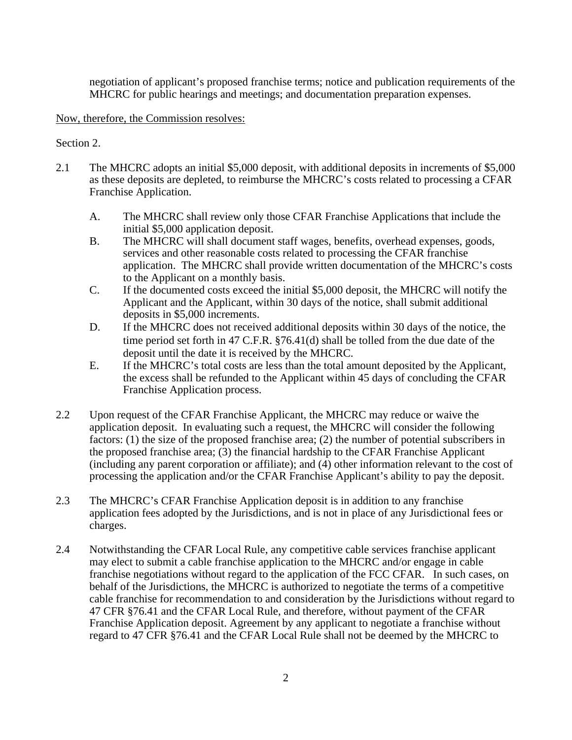negotiation of applicant's proposed franchise terms; notice and publication requirements of the MHCRC for public hearings and meetings; and documentation preparation expenses.

<u>Now, therefore, the Commission resolves:</u>

Section 2.

2.1 The MHCRC adopts an initial $5,000 deposit, with additional deposits in increments of $5,000 as these deposits are depleted, to reimburse the MHCRC's costs related to processing a CFAR Franchise Application.

   A. The MHCRC shall review only those CFAR Franchise Applications that include the initial $5,000 application deposit.
   B. The MHCRC will shall document staff wages, benefits, overhead expenses, goods, services and other reasonable costs related to processing the CFAR franchise application. The MHCRC shall provide written documentation of the MHCRC's costs to the Applicant on a monthly basis.
   C. If the documented costs exceed the initial $5,000 deposit, the MHCRC will notify the Applicant and the Applicant, within 30 days of the notice, shall submit additional deposits in $5,000 increments.
   D. If the MHCRC does not received additional deposits within 30 days of the notice, the time period set forth in 47 C.F.R. §76.41(d) shall be tolled from the due date of the deposit until the date it is received by the MHCRC.
   E. If the MHCRC's total costs are less than the total amount deposited by the Applicant, the excess shall be refunded to the Applicant within 45 days of concluding the CFAR Franchise Application process.

2.2 Upon request of the CFAR Franchise Applicant, the MHCRC may reduce or waive the application deposit. In evaluating such a request, the MHCRC will consider the following factors: (1) the size of the proposed franchise area; (2) the number of potential subscribers in the proposed franchise area; (3) the financial hardship to the CFAR Franchise Applicant (including any parent corporation or affiliate); and (4) other information relevant to the cost of processing the application and/or the CFAR Franchise Applicant's ability to pay the deposit.

2.3 The MHCRC's CFAR Franchise Application deposit is in addition to any franchise application fees adopted by the Jurisdictions, and is not in place of any Jurisdictional fees or charges.

2.4 Notwithstanding the CFAR Local Rule, any competitive cable services franchise applicant may elect to submit a cable franchise application to the MHCRC and/or engage in cable franchise negotiations without regard to the application of the FCC CFAR. In such cases, on behalf of the Jurisdictions, the MHCRC is authorized to negotiate the terms of a competitive cable franchise for recommendation to and consideration by the Jurisdictions without regard to 47 CFR §76.41 and the CFAR Local Rule, and therefore, without payment of the CFAR Franchise Application deposit. Agreement by any applicant to negotiate a franchise without regard to 47 CFR §76.41 and the CFAR Local Rule shall not be deemed by the MHCRC to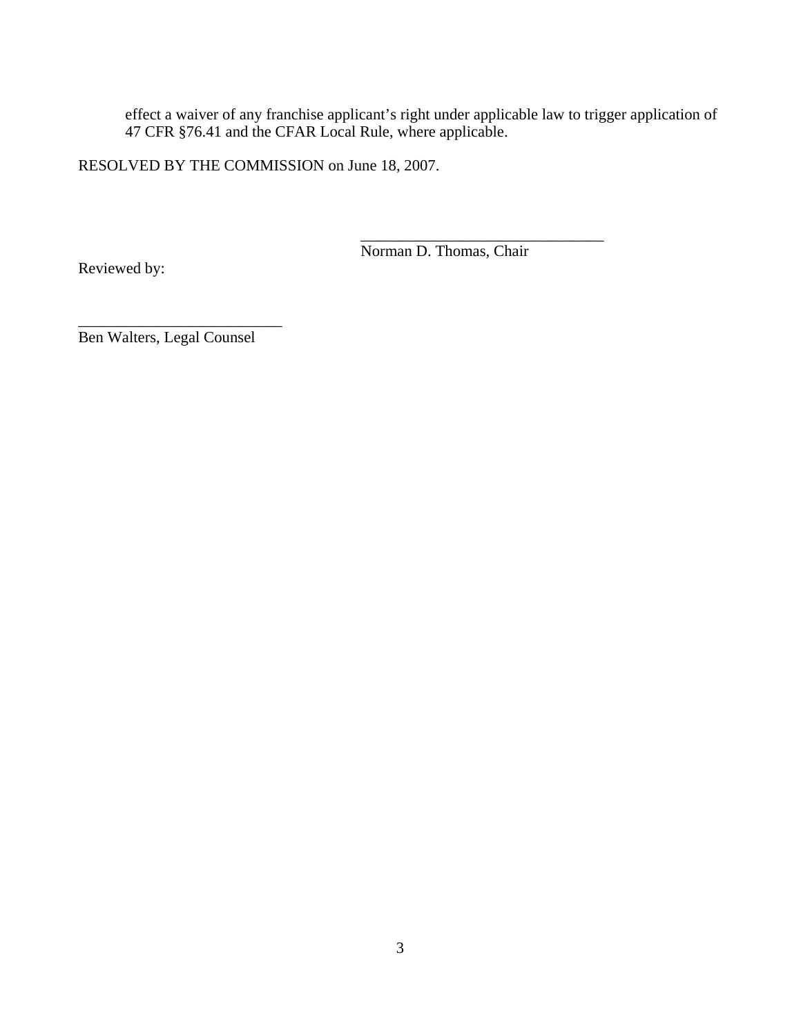effect a waiver of any franchise applicant's right under applicable law to trigger application of 47 CFR §76.41 and the CFAR Local Rule, where applicable.

RESOLVED BY THE COMMISSION on June 18, 2007.

\_\_\_\_\_\_\_\_\_\_\_\_\_\_\_\_\_\_\_\_\_\_\_\_\_\_\_\_\_\_\_\_
Norman D. Thomas, Chair

Reviewed by:

\_\_\_\_\_\_\_\_\_\_\_\_\_\_\_\_\_\_\_\_\_\_\_\_\_\_
Ben Walters, Legal Counsel